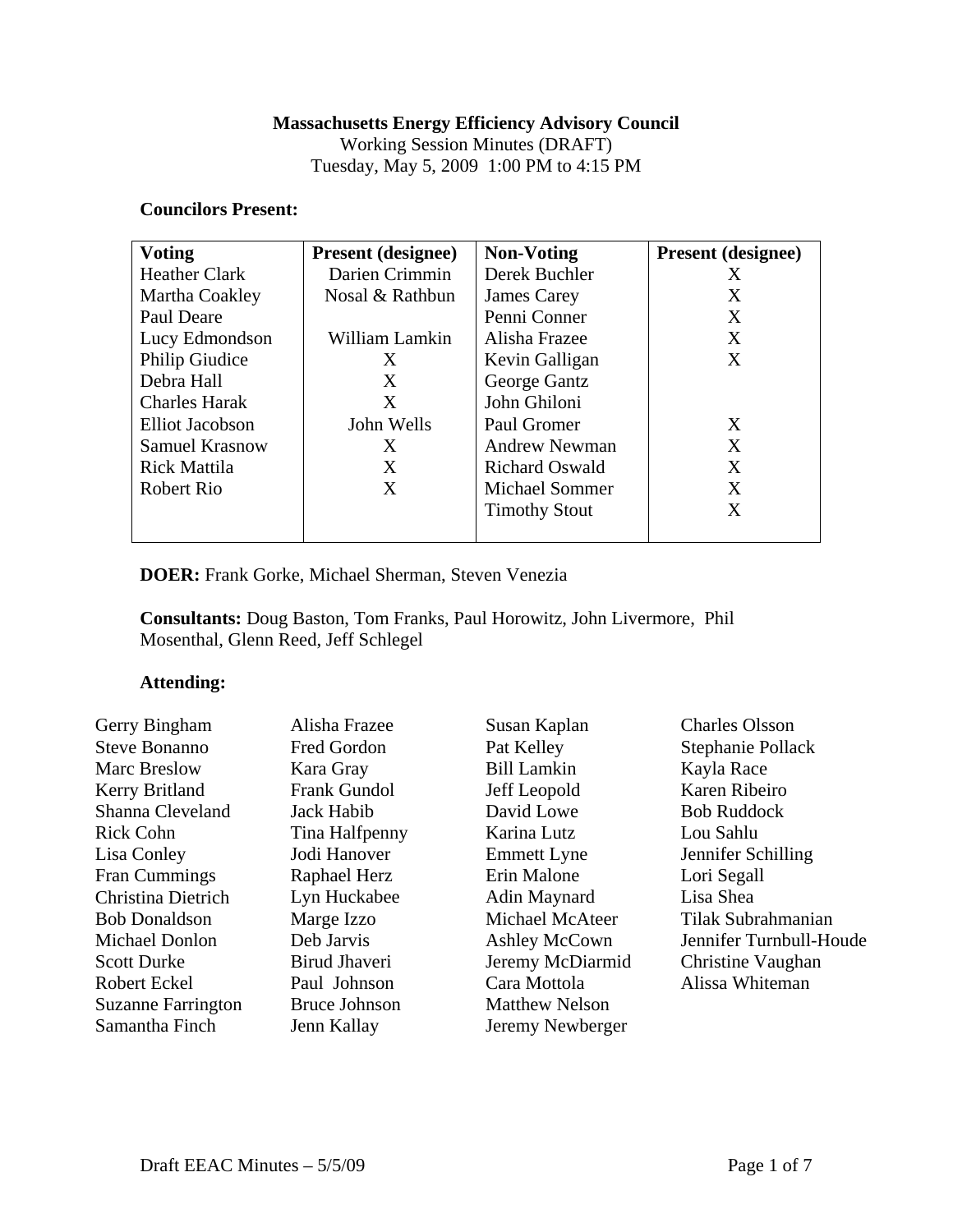**Massachusetts Energy Efficiency Advisory Council**

Working Session Minutes (DRAFT)

Tuesday, May 5, 2009 1:00 PM to 4:15 PM

**Councilors Present:**

| Voting | Present (designee) | Non-Voting | Present (designee) |
|---|---|---|---|
| Heather Clark | Darien Crimmin | Derek Buchler | X |
| Martha Coakley | Nosal & Rathbun | James Carey | X |
| Paul Deare | | Penni Conner | X |
| Lucy Edmondson | William Lamkin | Alisha Frazee | X |
| Philip Giudice | X | Kevin Galligan | X |
| Debra Hall | X | George Gantz | |
| Charles Harak | X | John Ghiloni | |
| Elliot Jacobson | John Wells | Paul Gromer | X |
| Samuel Krasnow | X | Andrew Newman | X |
| Rick Mattila | X | Richard Oswald | X |
| Robert Rio | X | Michael Sommer | X |
| | | Timothy Stout | X |

**DOER:** Frank Gorke, Michael Sherman, Steven Venezia

**Consultants:** Doug Baston, Tom Franks, Paul Horowitz, John Livermore, Phil Mosenthal, Glenn Reed, Jeff Schlegel

**Attending:**

Gerry Bingham
Steve Bonanno
Marc Breslow
Kerry Britland
Shanna Cleveland
Rick Cohn
Lisa Conley
Fran Cummings
Christina Dietrich
Bob Donaldson
Michael Donlon
Scott Durke
Robert Eckel
Suzanne Farrington
Samantha Finch
Alisha Frazee
Fred Gordon
Kara Gray
Frank Gundol
Jack Habib
Tina Halfpenny
Jodi Hanover
Raphael Herz
Lyn Huckabee
Marge Izzo
Deb Jarvis
Birud Jhaveri
Paul Johnson
Bruce Johnson
Jenn Kallay
Susan Kaplan
Pat Kelley
Bill Lamkin
Jeff Leopold
David Lowe
Karina Lutz
Emmett Lyne
Erin Malone
Adin Maynard
Michael McAteer
Ashley McCown
Jeremy McDiarmid
Cara Mottola
Matthew Nelson
Jeremy Newberger
Charles Olsson
Stephanie Pollack
Kayla Race
Karen Ribeiro
Bob Ruddock
Lou Sahlu
Jennifer Schilling
Lori Segall
Lisa Shea
Tilak Subrahmanian
Jennifer Turnbull-Houde
Christine Vaughan
Alissa Whiteman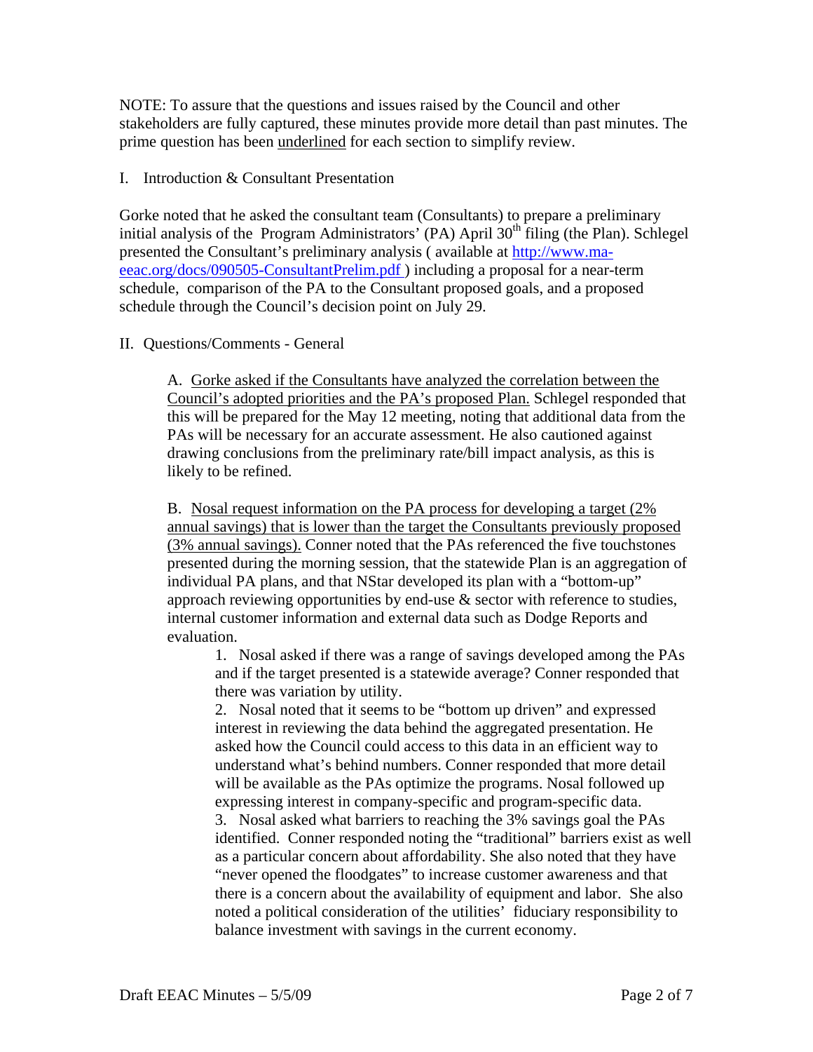NOTE: To assure that the questions and issues raised by the Council and other stakeholders are fully captured, these minutes provide more detail than past minutes. The prime question has been underlined for each section to simplify review.

I. Introduction & Consultant Presentation

Gorke noted that he asked the consultant team (Consultants) to prepare a preliminary initial analysis of the Program Administrators' (PA) April 30th filing (the Plan). Schlegel presented the Consultant's preliminary analysis ( available at http://www.ma-eeac.org/docs/090505-ConsultantPrelim.pdf ) including a proposal for a near-term schedule, comparison of the PA to the Consultant proposed goals, and a proposed schedule through the Council's decision point on July 29.

II. Questions/Comments - General

A. Gorke asked if the Consultants have analyzed the correlation between the Council's adopted priorities and the PA's proposed Plan. Schlegel responded that this will be prepared for the May 12 meeting, noting that additional data from the PAs will be necessary for an accurate assessment. He also cautioned against drawing conclusions from the preliminary rate/bill impact analysis, as this is likely to be refined.

B. Nosal request information on the PA process for developing a target (2% annual savings) that is lower than the target the Consultants previously proposed (3% annual savings). Conner noted that the PAs referenced the five touchstones presented during the morning session, that the statewide Plan is an aggregation of individual PA plans, and that NStar developed its plan with a "bottom-up" approach reviewing opportunities by end-use & sector with reference to studies, internal customer information and external data such as Dodge Reports and evaluation.

1. Nosal asked if there was a range of savings developed among the PAs and if the target presented is a statewide average? Conner responded that there was variation by utility.
2. Nosal noted that it seems to be "bottom up driven" and expressed interest in reviewing the data behind the aggregated presentation. He asked how the Council could access to this data in an efficient way to understand what's behind numbers. Conner responded that more detail will be available as the PAs optimize the programs. Nosal followed up expressing interest in company-specific and program-specific data.
3. Nosal asked what barriers to reaching the 3% savings goal the PAs identified. Conner responded noting the "traditional" barriers exist as well as a particular concern about affordability. She also noted that they have "never opened the floodgates" to increase customer awareness and that there is a concern about the availability of equipment and labor. She also noted a political consideration of the utilities' fiduciary responsibility to balance investment with savings in the current economy.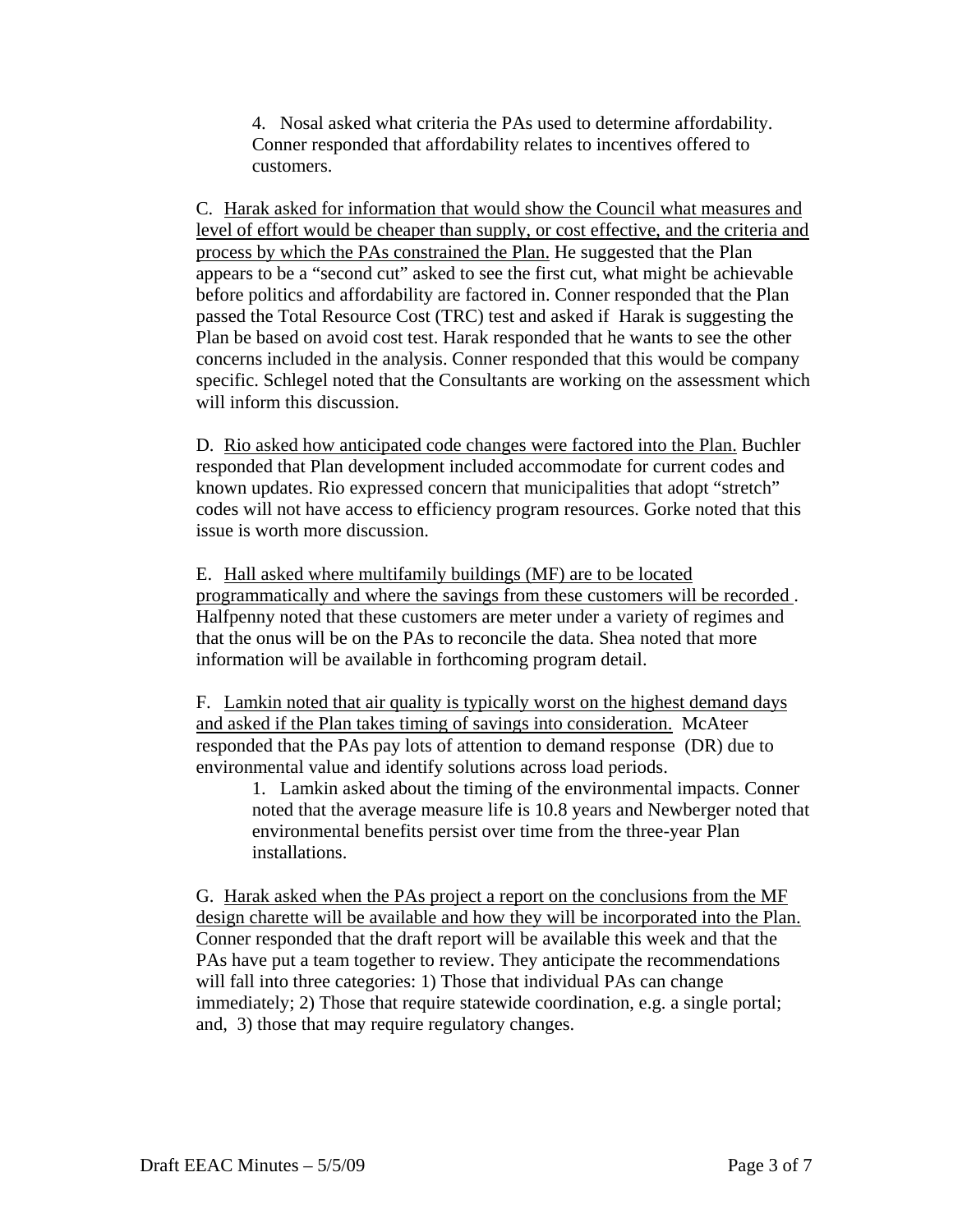4. Nosal asked what criteria the PAs used to determine affordability. Conner responded that affordability relates to incentives offered to customers.

C. Harak asked for information that would show the Council what measures and level of effort would be cheaper than supply, or cost effective, and the criteria and process by which the PAs constrained the Plan. He suggested that the Plan appears to be a "second cut" asked to see the first cut, what might be achievable before politics and affordability are factored in. Conner responded that the Plan passed the Total Resource Cost (TRC) test and asked if Harak is suggesting the Plan be based on avoid cost test. Harak responded that he wants to see the other concerns included in the analysis. Conner responded that this would be company specific. Schlegel noted that the Consultants are working on the assessment which will inform this discussion.

D. Rio asked how anticipated code changes were factored into the Plan. Buchler responded that Plan development included accommodate for current codes and known updates. Rio expressed concern that municipalities that adopt "stretch" codes will not have access to efficiency program resources. Gorke noted that this issue is worth more discussion.

E. Hall asked where multifamily buildings (MF) are to be located programmatically and where the savings from these customers will be recorded . Halfpenny noted that these customers are meter under a variety of regimes and that the onus will be on the PAs to reconcile the data. Shea noted that more information will be available in forthcoming program detail.

F. Lamkin noted that air quality is typically worst on the highest demand days and asked if the Plan takes timing of savings into consideration. McAteer responded that the PAs pay lots of attention to demand response (DR) due to environmental value and identify solutions across load periods.

1. Lamkin asked about the timing of the environmental impacts. Conner noted that the average measure life is 10.8 years and Newberger noted that environmental benefits persist over time from the three-year Plan installations.

G. Harak asked when the PAs project a report on the conclusions from the MF design charette will be available and how they will be incorporated into the Plan. Conner responded that the draft report will be available this week and that the PAs have put a team together to review. They anticipate the recommendations will fall into three categories: 1) Those that individual PAs can change immediately; 2) Those that require statewide coordination, e.g. a single portal; and, 3) those that may require regulatory changes.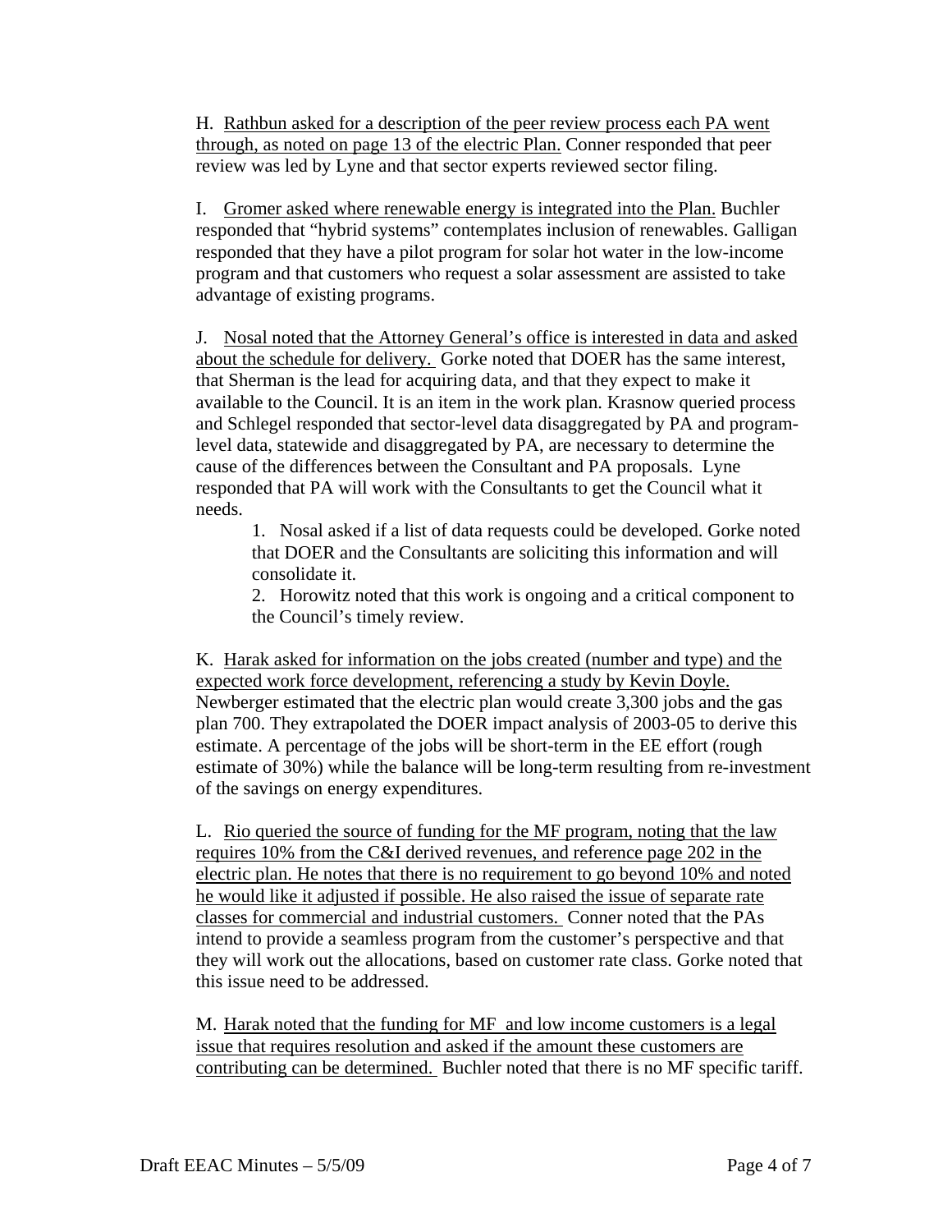H. Rathbun asked for a description of the peer review process each PA went through, as noted on page 13 of the electric Plan. Conner responded that peer review was led by Lyne and that sector experts reviewed sector filing.

I. Gromer asked where renewable energy is integrated into the Plan. Buchler responded that "hybrid systems" contemplates inclusion of renewables. Galligan responded that they have a pilot program for solar hot water in the low-income program and that customers who request a solar assessment are assisted to take advantage of existing programs.

J. Nosal noted that the Attorney General's office is interested in data and asked about the schedule for delivery. Gorke noted that DOER has the same interest, that Sherman is the lead for acquiring data, and that they expect to make it available to the Council. It is an item in the work plan. Krasnow queried process and Schlegel responded that sector-level data disaggregated by PA and program-level data, statewide and disaggregated by PA, are necessary to determine the cause of the differences between the Consultant and PA proposals. Lyne responded that PA will work with the Consultants to get the Council what it needs.

1. Nosal asked if a list of data requests could be developed. Gorke noted that DOER and the Consultants are soliciting this information and will consolidate it.
2. Horowitz noted that this work is ongoing and a critical component to the Council's timely review.

K. Harak asked for information on the jobs created (number and type) and the expected work force development, referencing a study by Kevin Doyle. Newberger estimated that the electric plan would create 3,300 jobs and the gas plan 700. They extrapolated the DOER impact analysis of 2003-05 to derive this estimate. A percentage of the jobs will be short-term in the EE effort (rough estimate of 30%) while the balance will be long-term resulting from re-investment of the savings on energy expenditures.

L. Rio queried the source of funding for the MF program, noting that the law requires 10% from the C&I derived revenues, and reference page 202 in the electric plan. He notes that there is no requirement to go beyond 10% and noted he would like it adjusted if possible. He also raised the issue of separate rate classes for commercial and industrial customers. Conner noted that the PAs intend to provide a seamless program from the customer's perspective and that they will work out the allocations, based on customer rate class. Gorke noted that this issue need to be addressed.

M. Harak noted that the funding for MF and low income customers is a legal issue that requires resolution and asked if the amount these customers are contributing can be determined. Buchler noted that there is no MF specific tariff.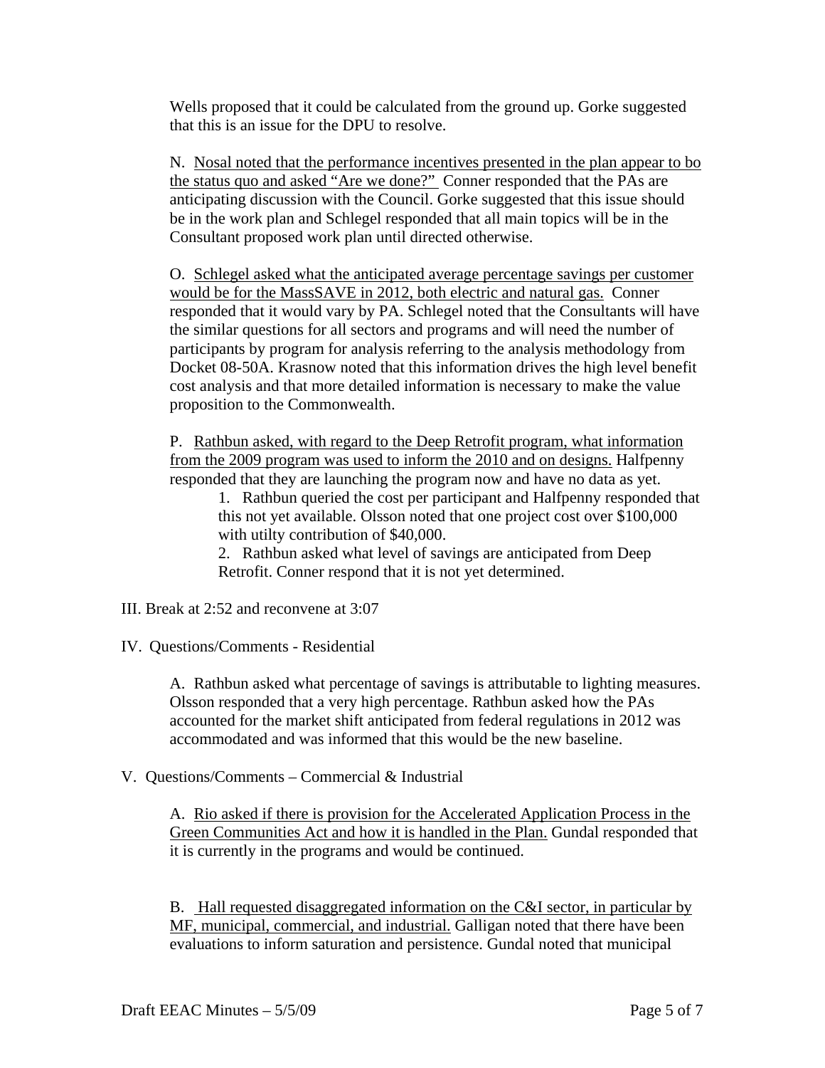Wells proposed that it could be calculated from the ground up. Gorke suggested that this is an issue for the DPU to resolve.

N. <u>Nosal noted that the performance incentives presented in the plan appear to bo the status quo and asked "Are we done?"</u> Conner responded that the PAs are anticipating discussion with the Council. Gorke suggested that this issue should be in the work plan and Schlegel responded that all main topics will be in the Consultant proposed work plan until directed otherwise.

O. <u>Schlegel asked what the anticipated average percentage savings per customer would be for the MassSAVE in 2012, both electric and natural gas.</u> Conner responded that it would vary by PA. Schlegel noted that the Consultants will have the similar questions for all sectors and programs and will need the number of participants by program for analysis referring to the analysis methodology from Docket 08-50A. Krasnow noted that this information drives the high level benefit cost analysis and that more detailed information is necessary to make the value proposition to the Commonwealth.

P. <u>Rathbun asked, with regard to the Deep Retrofit program, what information from the 2009 program was used to inform the 2010 and on designs.</u> Halfpenny responded that they are launching the program now and have no data as yet.

1. Rathbun queried the cost per participant and Halfpenny responded that this not yet available. Olsson noted that one project cost over $100,000 with utilty contribution of $40,000.
2. Rathbun asked what level of savings are anticipated from Deep Retrofit. Conner respond that it is not yet determined.

III. Break at 2:52 and reconvene at 3:07

IV. Questions/Comments - Residential

A. Rathbun asked what percentage of savings is attributable to lighting measures. Olsson responded that a very high percentage. Rathbun asked how the PAs accounted for the market shift anticipated from federal regulations in 2012 was accommodated and was informed that this would be the new baseline.

V. Questions/Comments – Commercial & Industrial

A. <u>Rio asked if there is provision for the Accelerated Application Process in the Green Communities Act and how it is handled in the Plan.</u> Gundal responded that it is currently in the programs and would be continued.

B. <u>Hall requested disaggregated information on the C&I sector, in particular by MF, municipal, commercial, and industrial.</u> Galligan noted that there have been evaluations to inform saturation and persistence. Gundal noted that municipal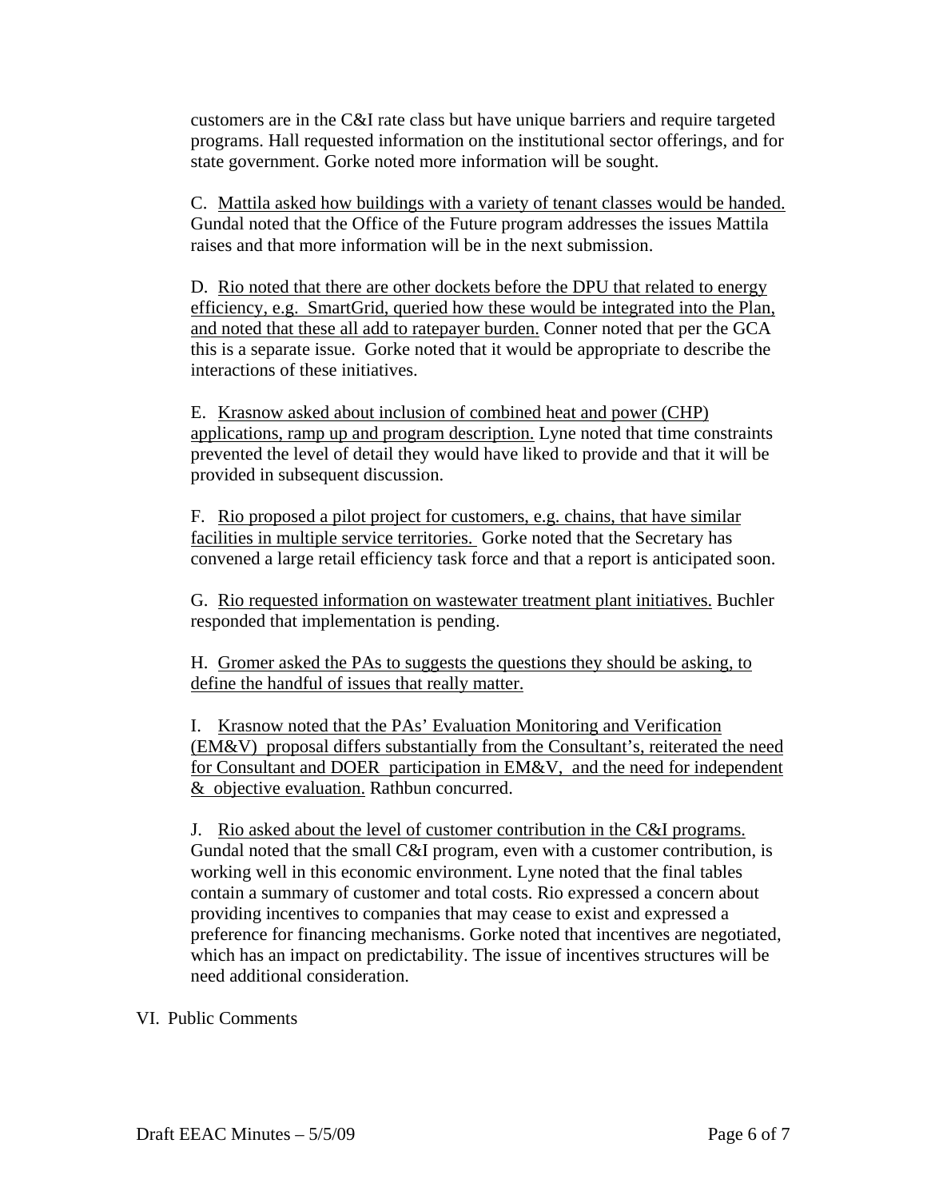customers are in the C&I rate class but have unique barriers and require targeted programs. Hall requested information on the institutional sector offerings, and for state government. Gorke noted more information will be sought.

C. <u>Mattila asked how buildings with a variety of tenant classes would be handed.</u> Gundal noted that the Office of the Future program addresses the issues Mattila raises and that more information will be in the next submission.

D. <u>Rio noted that there are other dockets before the DPU that related to energy efficiency, e.g. SmartGrid, queried how these would be integrated into the Plan, and noted that these all add to ratepayer burden.</u> Conner noted that per the GCA this is a separate issue. Gorke noted that it would be appropriate to describe the interactions of these initiatives.

E. <u>Krasnow asked about inclusion of combined heat and power (CHP) applications, ramp up and program description.</u> Lyne noted that time constraints prevented the level of detail they would have liked to provide and that it will be provided in subsequent discussion.

F. <u>Rio proposed a pilot project for customers, e.g. chains, that have similar facilities in multiple service territories.</u> Gorke noted that the Secretary has convened a large retail efficiency task force and that a report is anticipated soon.

G. <u>Rio requested information on wastewater treatment plant initiatives.</u> Buchler responded that implementation is pending.

H. <u>Gromer asked the PAs to suggests the questions they should be asking, to define the handful of issues that really matter.</u>

I. <u>Krasnow noted that the PAs' Evaluation Monitoring and Verification (EM&V) proposal differs substantially from the Consultant's, reiterated the need for Consultant and DOER participation in EM&V, and the need for independent & objective evaluation.</u> Rathbun concurred.

J. <u>Rio asked about the level of customer contribution in the C&I programs.</u> Gundal noted that the small C&I program, even with a customer contribution, is working well in this economic environment. Lyne noted that the final tables contain a summary of customer and total costs. Rio expressed a concern about providing incentives to companies that may cease to exist and expressed a preference for financing mechanisms. Gorke noted that incentives are negotiated, which has an impact on predictability. The issue of incentives structures will be need additional consideration.

VI. Public Comments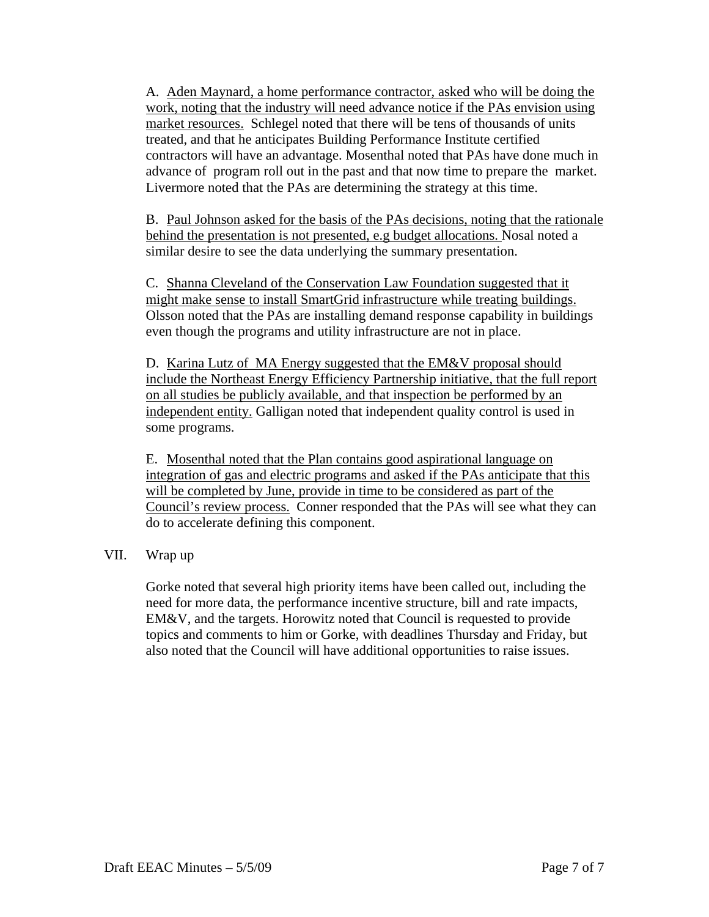A. Aden Maynard, a home performance contractor, asked who will be doing the work, noting that the industry will need advance notice if the PAs envision using market resources. Schlegel noted that there will be tens of thousands of units treated, and that he anticipates Building Performance Institute certified contractors will have an advantage. Mosenthal noted that PAs have done much in advance of program roll out in the past and that now time to prepare the market. Livermore noted that the PAs are determining the strategy at this time.

B. Paul Johnson asked for the basis of the PAs decisions, noting that the rationale behind the presentation is not presented, e.g budget allocations. Nosal noted a similar desire to see the data underlying the summary presentation.

C. Shanna Cleveland of the Conservation Law Foundation suggested that it might make sense to install SmartGrid infrastructure while treating buildings. Olsson noted that the PAs are installing demand response capability in buildings even though the programs and utility infrastructure are not in place.

D. Karina Lutz of MA Energy suggested that the EM&V proposal should include the Northeast Energy Efficiency Partnership initiative, that the full report on all studies be publicly available, and that inspection be performed by an independent entity. Galligan noted that independent quality control is used in some programs.

E. Mosenthal noted that the Plan contains good aspirational language on integration of gas and electric programs and asked if the PAs anticipate that this will be completed by June, provide in time to be considered as part of the Council's review process. Conner responded that the PAs will see what they can do to accelerate defining this component.

VII. Wrap up

Gorke noted that several high priority items have been called out, including the need for more data, the performance incentive structure, bill and rate impacts, EM&V, and the targets. Horowitz noted that Council is requested to provide topics and comments to him or Gorke, with deadlines Thursday and Friday, but also noted that the Council will have additional opportunities to raise issues.